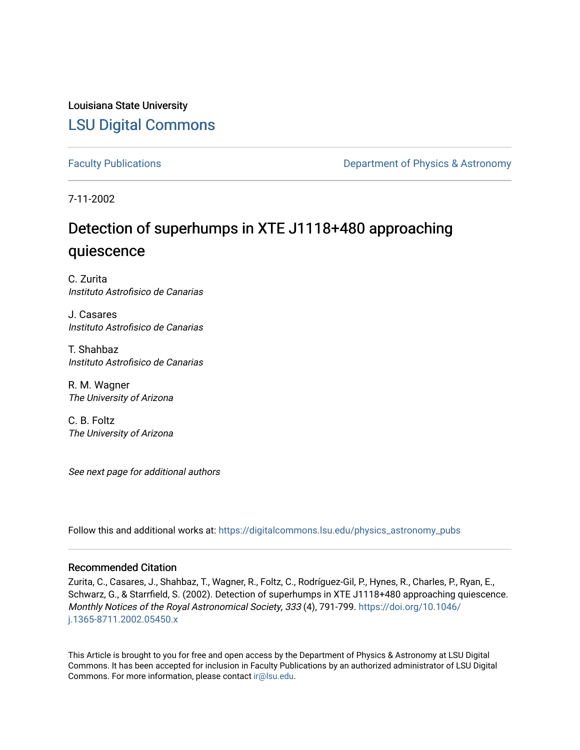Louisiana State University

# LSU Digital Commons

Faculty Publications | Department of Physics & Astronomy

7-11-2002

# Detection of superhumps in XTE J1118+480 approaching quiescence

C. Zurita
*Instituto Astrofisico de Canarias*

J. Casares
*Instituto Astrofisico de Canarias*

T. Shahbaz
*Instituto Astrofisico de Canarias*

R. M. Wagner
*The University of Arizona*

C. B. Foltz
*The University of Arizona*

*See next page for additional authors*

Follow this and additional works at: https://digitalcommons.lsu.edu/physics_astronomy_pubs

## Recommended Citation

Zurita, C., Casares, J., Shahbaz, T., Wagner, R., Foltz, C., Rodríguez-Gil, P., Hynes, R., Charles, P., Ryan, E., Schwarz, G., & Starrfield, S. (2002). Detection of superhumps in XTE J1118+480 approaching quiescence. *Monthly Notices of the Royal Astronomical Society, 333* (4), 791-799. https://doi.org/10.1046/j.1365-8711.2002.05450.x

This Article is brought to you for free and open access by the Department of Physics & Astronomy at LSU Digital Commons. It has been accepted for inclusion in Faculty Publications by an authorized administrator of LSU Digital Commons. For more information, please contact ir@lsu.edu.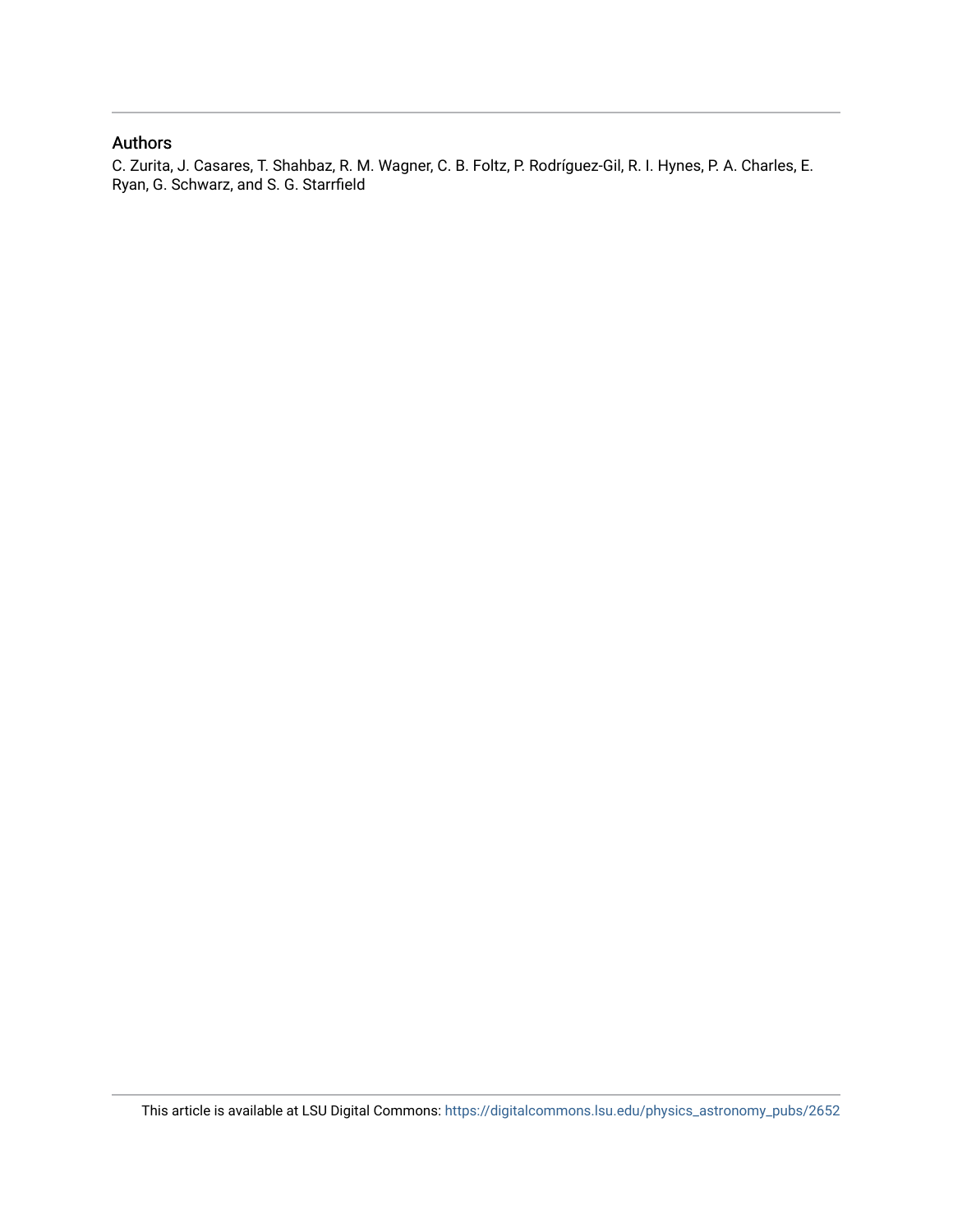## Authors

C. Zurita, J. Casares, T. Shahbaz, R. M. Wagner, C. B. Foltz, P. Rodríguez-Gil, R. I. Hynes, P. A. Charles, E. Ryan, G. Schwarz, and S. G. Starrfield

This article is available at LSU Digital Commons: https://digitalcommons.lsu.edu/physics_astronomy_pubs/2652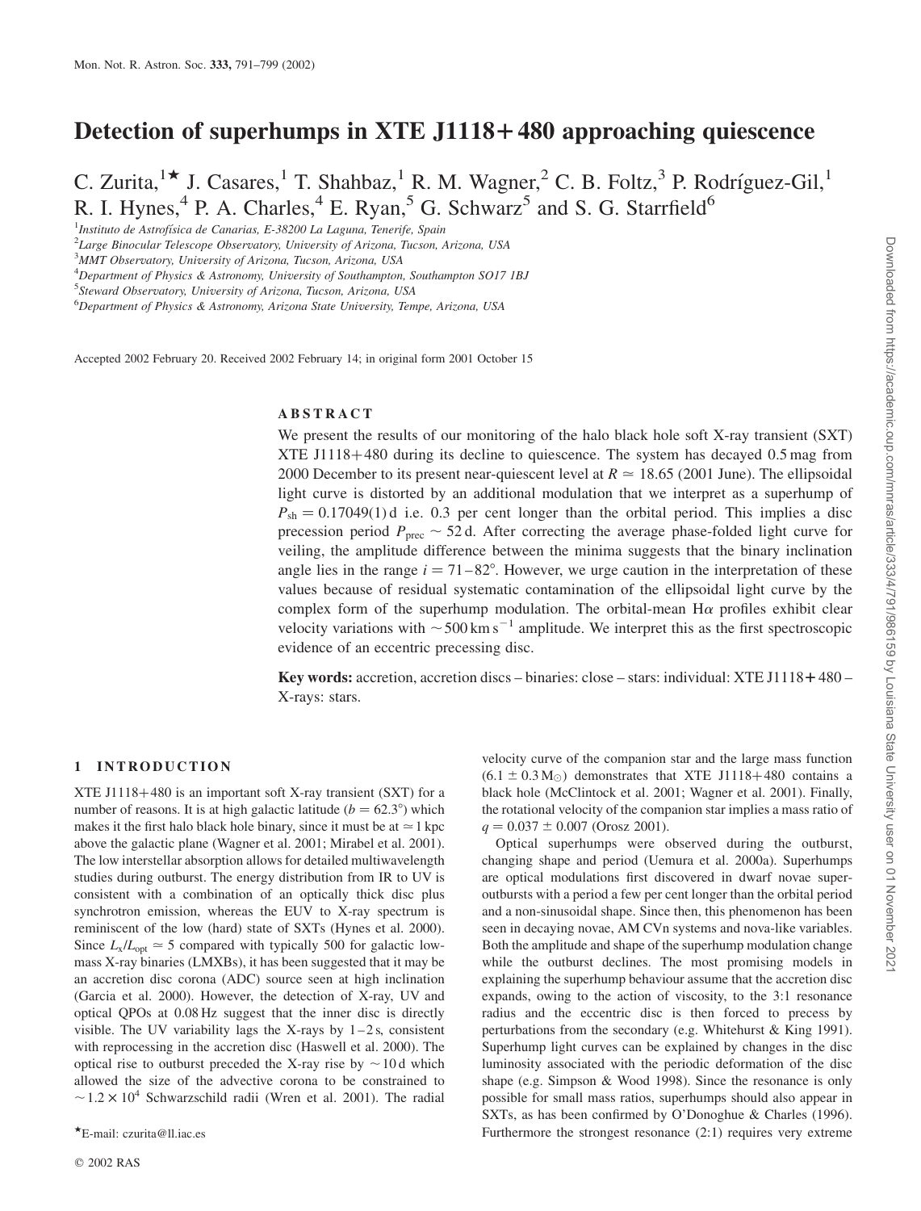# Detection of superhumps in XTE J1118+480 approaching quiescence

C. Zurita,[1★] J. Casares,[1] T. Shahbaz,[1] R. M. Wagner,[2] C. B. Foltz,[3] P. Rodríguez-Gil,[1] R. I. Hynes,[4] P. A. Charles,[4] E. Ryan,[5] G. Schwarz[5] and S. G. Starrfield[6]

[1]Instituto de Astrofísica de Canarias, E-38200 La Laguna, Tenerife, Spain
[2]Large Binocular Telescope Observatory, University of Arizona, Tucson, Arizona, USA
[3]MMT Observatory, University of Arizona, Tucson, Arizona, USA
[4]Department of Physics & Astronomy, University of Southampton, Southampton SO17 1BJ
[5]Steward Observatory, University of Arizona, Tucson, Arizona, USA
[6]Department of Physics & Astronomy, Arizona State University, Tempe, Arizona, USA

Accepted 2002 February 20. Received 2002 February 14; in original form 2001 October 15

## ABSTRACT

We present the results of our monitoring of the halo black hole soft X-ray transient (SXT) XTE J1118+480 during its decline to quiescence. The system has decayed 0.5 mag from 2000 December to its present near-quiescent level at $R \simeq 18.65$ (2001 June). The ellipsoidal light curve is distorted by an additional modulation that we interpret as a superhump of $P_{\rm sh} = 0.17049(1)$ d i.e. 0.3 per cent longer than the orbital period. This implies a disc precession period $P_{\rm prec} \sim 52$ d. After correcting the average phase-folded light curve for veiling, the amplitude difference between the minima suggests that the binary inclination angle lies in the range $i = 71$–$82°$. However, we urge caution in the interpretation of these values because of residual systematic contamination of the ellipsoidal light curve by the complex form of the superhump modulation. The orbital-mean Hα profiles exhibit clear velocity variations with $\sim 500$ km s$^{-1}$ amplitude. We interpret this as the first spectroscopic evidence of an eccentric precessing disc.

**Key words:** accretion, accretion discs – binaries: close – stars: individual: XTE J1118+480 – X-rays: stars.

## 1 INTRODUCTION

XTE J1118+480 is an important soft X-ray transient (SXT) for a number of reasons. It is at high galactic latitude ($b = 62.3°$) which makes it the first halo black hole binary, since it must be at $\simeq 1$ kpc above the galactic plane (Wagner et al. 2001; Mirabel et al. 2001). The low interstellar absorption allows for detailed multiwavelength studies during outburst. The energy distribution from IR to UV is consistent with a combination of an optically thick disc plus synchrotron emission, whereas the EUV to X-ray spectrum is reminiscent of the low (hard) state of SXTs (Hynes et al. 2000). Since $L_{\rm x}/L_{\rm opt} \simeq 5$ compared with typically 500 for galactic low-mass X-ray binaries (LMXBs), it has been suggested that it may be an accretion disc corona (ADC) source seen at high inclination (Garcia et al. 2000). However, the detection of X-ray, UV and optical QPOs at 0.08 Hz suggest that the inner disc is directly visible. The UV variability lags the X-rays by 1–2 s, consistent with reprocessing in the accretion disc (Haswell et al. 2000). The optical rise to outburst preceded the X-ray rise by $\sim 10$ d which allowed the size of the advective corona to be constrained to $\sim 1.2 \times 10^4$ Schwarzschild radii (Wren et al. 2001). The radial velocity curve of the companion star and the large mass function ($6.1 \pm 0.3\,{\rm M}_\odot$) demonstrates that XTE J1118+480 contains a black hole (McClintock et al. 2001; Wagner et al. 2001). Finally, the rotational velocity of the companion star implies a mass ratio of $q = 0.037 \pm 0.007$ (Orosz 2001).

Optical superhumps were observed during the outburst, changing shape and period (Uemura et al. 2000a). Superhumps are optical modulations first discovered in dwarf novae super-outbursts with a period a few per cent longer than the orbital period and a non-sinusoidal shape. Since then, this phenomenon has been seen in decaying novae, AM CVn systems and nova-like variables. Both the amplitude and shape of the superhump modulation change while the outburst declines. The most promising models in explaining the superhump behaviour assume that the accretion disc expands, owing to the action of viscosity, to the 3:1 resonance radius and the eccentric disc is then forced to precess by perturbations from the secondary (e.g. Whitehurst & King 1991). Superhump light curves can be explained by changes in the disc luminosity associated with the periodic deformation of the disc shape (e.g. Simpson & Wood 1998). Since the resonance is only possible for small mass ratios, superhumps should also appear in SXTs, as has been confirmed by O'Donoghue & Charles (1996). Furthermore the strongest resonance (2:1) requires very extreme

★E-mail: czurita@ll.iac.es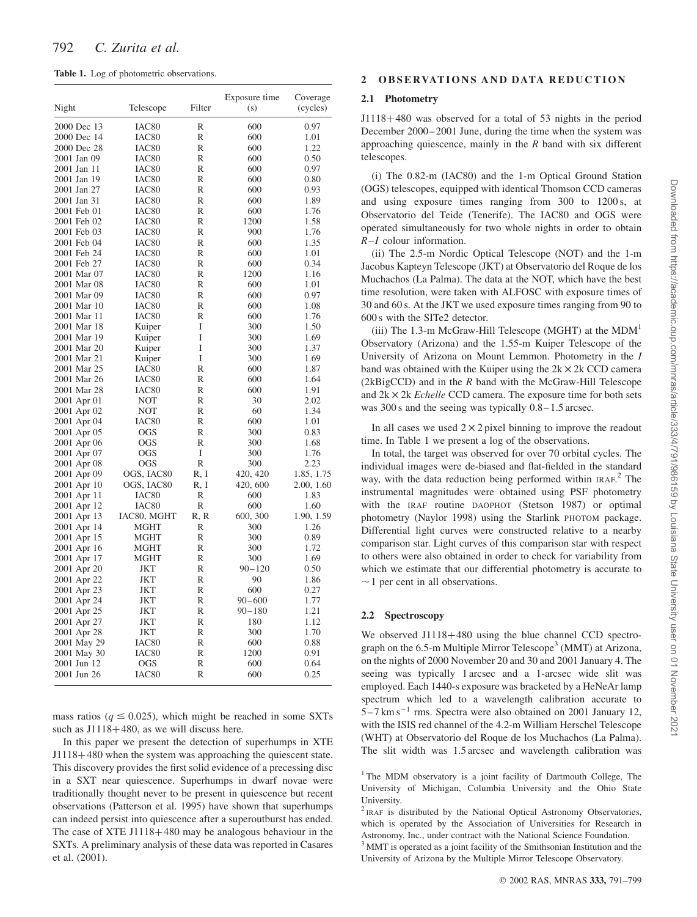**Table 1.** Log of photometric observations.

| Night | Telescope | Filter | Exposure time (s) | Coverage (cycles) |
|---|---|---|---|---|
| 2000 Dec 13 | IAC80 | R | 600 | 0.97 |
| 2000 Dec 14 | IAC80 | R | 600 | 1.01 |
| 2000 Dec 28 | IAC80 | R | 600 | 1.22 |
| 2001 Jan 09 | IAC80 | R | 600 | 0.50 |
| 2001 Jan 11 | IAC80 | R | 600 | 0.97 |
| 2001 Jan 19 | IAC80 | R | 600 | 0.80 |
| 2001 Jan 27 | IAC80 | R | 600 | 0.93 |
| 2001 Jan 31 | IAC80 | R | 600 | 1.89 |
| 2001 Feb 01 | IAC80 | R | 600 | 1.76 |
| 2001 Feb 02 | IAC80 | R | 1200 | 1.58 |
| 2001 Feb 03 | IAC80 | R | 900 | 1.76 |
| 2001 Feb 04 | IAC80 | R | 600 | 1.35 |
| 2001 Feb 24 | IAC80 | R | 600 | 1.01 |
| 2001 Feb 27 | IAC80 | R | 600 | 0.34 |
| 2001 Mar 07 | IAC80 | R | 1200 | 1.16 |
| 2001 Mar 08 | IAC80 | R | 600 | 1.01 |
| 2001 Mar 09 | IAC80 | R | 600 | 0.97 |
| 2001 Mar 10 | IAC80 | R | 600 | 1.08 |
| 2001 Mar 11 | IAC80 | R | 600 | 1.76 |
| 2001 Mar 18 | Kuiper | I | 300 | 1.50 |
| 2001 Mar 19 | Kuiper | I | 300 | 1.69 |
| 2001 Mar 20 | Kuiper | I | 300 | 1.37 |
| 2001 Mar 21 | Kuiper | I | 300 | 1.69 |
| 2001 Mar 25 | IAC80 | R | 600 | 1.87 |
| 2001 Mar 26 | IAC80 | R | 600 | 1.64 |
| 2001 Mar 28 | IAC80 | R | 600 | 1.91 |
| 2001 Apr 01 | NOT | R | 30 | 2.02 |
| 2001 Apr 02 | NOT | R | 60 | 1.34 |
| 2001 Apr 04 | IAC80 | R | 600 | 1.01 |
| 2001 Apr 05 | OGS | R | 300 | 0.83 |
| 2001 Apr 06 | OGS | R | 300 | 1.68 |
| 2001 Apr 07 | OGS | I | 300 | 1.76 |
| 2001 Apr 08 | OGS | R | 300 | 2.23 |
| 2001 Apr 09 | OGS, IAC80 | R, I | 420, 420 | 1.85, 1.75 |
| 2001 Apr 10 | OGS, IAC80 | R, I | 420, 600 | 2.00, 1.60 |
| 2001 Apr 11 | IAC80 | R | 600 | 1.83 |
| 2001 Apr 12 | IAC80 | R | 600 | 1.60 |
| 2001 Apr 13 | IAC80, MGHT | R, R | 600, 300 | 1.90, 1.59 |
| 2001 Apr 14 | MGHT | R | 300 | 1.26 |
| 2001 Apr 15 | MGHT | R | 300 | 0.89 |
| 2001 Apr 16 | MGHT | R | 300 | 1.72 |
| 2001 Apr 17 | MGHT | R | 300 | 1.69 |
| 2001 Apr 20 | JKT | R | 90–120 | 0.50 |
| 2001 Apr 22 | JKT | R | 90 | 1.86 |
| 2001 Apr 23 | JKT | R | 600 | 0.27 |
| 2001 Apr 24 | JKT | R | 90–600 | 1.77 |
| 2001 Apr 25 | JKT | R | 90–180 | 1.21 |
| 2001 Apr 27 | JKT | R | 180 | 1.12 |
| 2001 Apr 28 | JKT | R | 300 | 1.70 |
| 2001 May 29 | IAC80 | R | 600 | 0.88 |
| 2001 May 30 | IAC80 | R | 1200 | 0.91 |
| 2001 Jun 12 | OGS | R | 600 | 0.64 |
| 2001 Jun 26 | IAC80 | R | 600 | 0.25 |

mass ratios ($q \leq 0.025$), which might be reached in some SXTs such as J1118+480, as we will discuss here.

In this paper we present the detection of superhumps in XTE J1118+480 when the system was approaching the quiescent state. This discovery provides the first solid evidence of a precessing disc in a SXT near quiescence. Superhumps in dwarf novae were traditionally thought never to be present in quiescence but recent observations (Patterson et al. 1995) have shown that superhumps can indeed persist into quiescence after a superoutburst has ended. The case of XTE J1118+480 may be analogous behaviour in the SXTs. A preliminary analysis of these data was reported in Casares et al. (2001).

## 2 OBSERVATIONS AND DATA REDUCTION

### 2.1 Photometry

J1118+480 was observed for a total of 53 nights in the period December 2000–2001 June, during the time when the system was approaching quiescence, mainly in the *R* band with six different telescopes.

(i) The 0.82-m (IAC80) and the 1-m Optical Ground Station (OGS) telescopes, equipped with identical Thomson CCD cameras and using exposure times ranging from 300 to 1200 s, at Observatorio del Teide (Tenerife). The IAC80 and OGS were operated simultaneously for two whole nights in order to obtain *R–I* colour information.

(ii) The 2.5-m Nordic Optical Telescope (NOT) and the 1-m Jacobus Kapteyn Telescope (JKT) at Observatorio del Roque de los Muchachos (La Palma). The data at the NOT, which have the best time resolution, were taken with ALFOSC with exposure times of 30 and 60 s. At the JKT we used exposure times ranging from 90 to 600 s with the SITe2 detector.

(iii) The 1.3-m McGraw-Hill Telescope (MGHT) at the MDM[1] Observatory (Arizona) and the 1.55-m Kuiper Telescope of the University of Arizona on Mount Lemmon. Photometry in the *I* band was obtained with the Kuiper using the 2k × 2k CCD camera (2kBigCCD) and in the *R* band with the McGraw-Hill Telescope and 2k × 2k *Echelle* CCD camera. The exposure time for both sets was 300 s and the seeing was typically 0.8–1.5 arcsec.

In all cases we used 2 × 2 pixel binning to improve the readout time. In Table 1 we present a log of the observations.

In total, the target was observed for over 70 orbital cycles. The individual images were de-biased and flat-fielded in the standard way, with the data reduction being performed within IRAF.[2] The instrumental magnitudes were obtained using PSF photometry with the IRAF routine DAOPHOT (Stetson 1987) or optimal photometry (Naylor 1998) using the Starlink PHOTOM package. Differential light curves were constructed relative to a nearby comparison star. Light curves of this comparison star with respect to others were also obtained in order to check for variability from which we estimate that our differential photometry is accurate to ~1 per cent in all observations.

### 2.2 Spectroscopy

We observed J1118+480 using the blue channel CCD spectrograph on the 6.5-m Multiple Mirror Telescope[3] (MMT) at Arizona, on the nights of 2000 November 20 and 30 and 2001 January 4. The seeing was typically 1 arcsec and a 1-arcsec wide slit was employed. Each 1440-s exposure was bracketed by a HeNeAr lamp spectrum which led to a wavelength calibration accurate to 5–7 km s$^{-1}$ rms. Spectra were also obtained on 2001 January 12, with the ISIS red channel of the 4.2-m William Herschel Telescope (WHT) at Observatorio del Roque de los Muchachos (La Palma). The slit width was 1.5 arcsec and wavelength calibration was

[1] The MDM observatory is a joint facility of Dartmouth College, The University of Michigan, Columbia University and the Ohio State University.

[2] IRAF is distributed by the National Optical Astronomy Observatories, which is operated by the Association of Universities for Research in Astronomy, Inc., under contract with the National Science Foundation.

[3] MMT is operated as a joint facility of the Smithsonian Institution and the University of Arizona by the Multiple Mirror Telescope Observatory.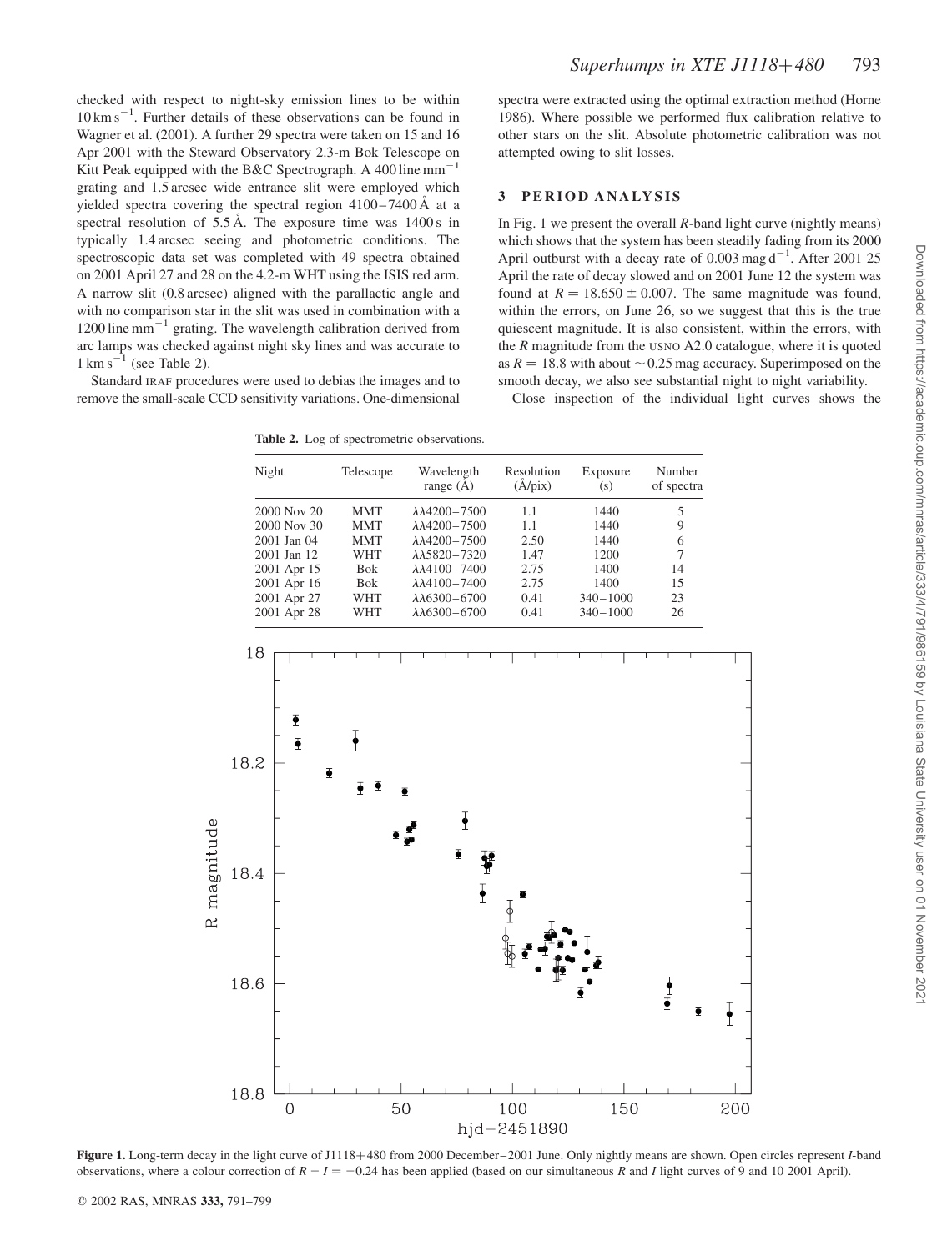checked with respect to night-sky emission lines to be within $10\,\mathrm{km\,s^{-1}}$. Further details of these observations can be found in Wagner et al. (2001). A further 29 spectra were taken on 15 and 16 Apr 2001 with the Steward Observatory 2.3-m Bok Telescope on Kitt Peak equipped with the B&C Spectrograph. A $400\,\mathrm{line\,mm^{-1}}$ grating and 1.5 arcsec wide entrance slit were employed which yielded spectra covering the spectral region 4100–7400 Å at a spectral resolution of 5.5 Å. The exposure time was 1400 s in typically 1.4 arcsec seeing and photometric conditions. The spectroscopic data set was completed with 49 spectra obtained on 2001 April 27 and 28 on the 4.2-m WHT using the ISIS red arm. A narrow slit (0.8 arcsec) aligned with the parallactic angle and with no comparison star in the slit was used in combination with a $1200\,\mathrm{line\,mm^{-1}}$ grating. The wavelength calibration derived from arc lamps was checked against night sky lines and was accurate to $1\,\mathrm{km\,s^{-1}}$ (see Table 2).

Standard IRAF procedures were used to debias the images and to remove the small-scale CCD sensitivity variations. One-dimensional spectra were extracted using the optimal extraction method (Horne 1986). Where possible we performed flux calibration relative to other stars on the slit. Absolute photometric calibration was not attempted owing to slit losses.

## 3 PERIOD ANALYSIS

In Fig. 1 we present the overall $R$-band light curve (nightly means) which shows that the system has been steadily fading from its 2000 April outburst with a decay rate of $0.003\,\mathrm{mag\,d^{-1}}$. After 2001 25 April the rate of decay slowed and on 2001 June 12 the system was found at $R = 18.650 \pm 0.007$. The same magnitude was found, within the errors, on June 26, so we suggest that this is the true quiescent magnitude. It is also consistent, within the errors, with the $R$ magnitude from the USNO A2.0 catalogue, where it is quoted as $R = 18.8$ with about $\sim 0.25$ mag accuracy. Superimposed on the smooth decay, we also see substantial night to night variability.

Close inspection of the individual light curves shows the

**Table 2.** Log of spectrometric observations.

| Night | Telescope | Wavelength range (Å) | Resolution (Å/pix) | Exposure (s) | Number of spectra |
|---|---|---|---|---|---|
| 2000 Nov 20 | MMT | λλ4200–7500 | 1.1 | 1440 | 5 |
| 2000 Nov 30 | MMT | λλ4200–7500 | 1.1 | 1440 | 9 |
| 2001 Jan 04 | MMT | λλ4200–7500 | 2.50 | 1440 | 6 |
| 2001 Jan 12 | WHT | λλ5820–7320 | 1.47 | 1200 | 7 |
| 2001 Apr 15 | Bok | λλ4100–7400 | 2.75 | 1400 | 14 |
| 2001 Apr 16 | Bok | λλ4100–7400 | 2.75 | 1400 | 15 |
| 2001 Apr 27 | WHT | λλ6300–6700 | 0.41 | 340–1000 | 23 |
| 2001 Apr 28 | WHT | λλ6300–6700 | 0.41 | 340–1000 | 26 |

**Figure 1.** Long-term decay in the light curve of J1118+480 from 2000 December–2001 June. Only nightly means are shown. Open circles represent $I$-band observations, where a colour correction of $R - I = -0.24$ has been applied (based on our simultaneous $R$ and $I$ light curves of 9 and 10 2001 April).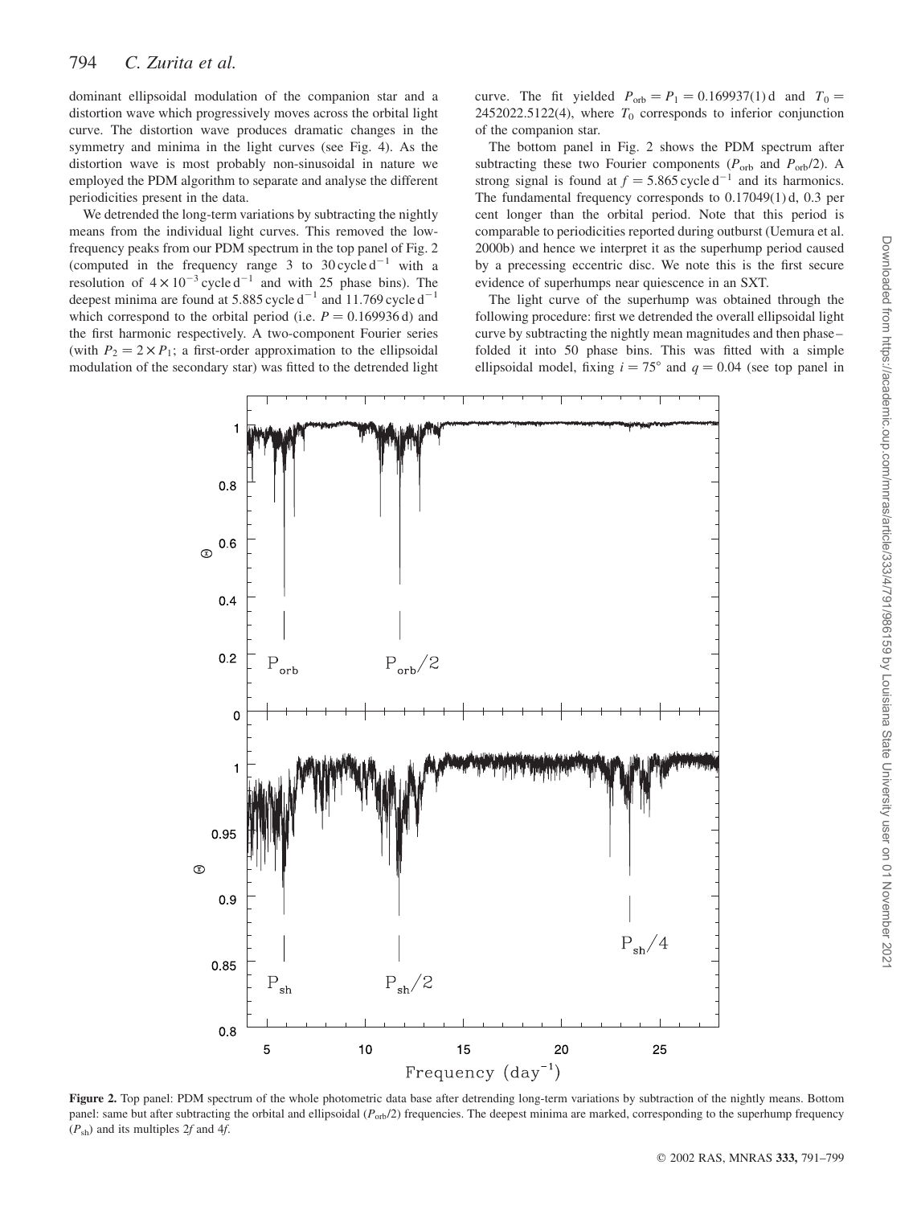dominant ellipsoidal modulation of the companion star and a distortion wave which progressively moves across the orbital light curve. The distortion wave produces dramatic changes in the symmetry and minima in the light curves (see Fig. 4). As the distortion wave is most probably non-sinusoidal in nature we employed the PDM algorithm to separate and analyse the different periodicities present in the data.

We detrended the long-term variations by subtracting the nightly means from the individual light curves. This removed the low-frequency peaks from our PDM spectrum in the top panel of Fig. 2 (computed in the frequency range 3 to 30 cycle $\mathrm{d}^{-1}$ with a resolution of $4 \times 10^{-3}$ cycle $\mathrm{d}^{-1}$ and with 25 phase bins). The deepest minima are found at 5.885 cycle $\mathrm{d}^{-1}$ and 11.769 cycle $\mathrm{d}^{-1}$ which correspond to the orbital period (i.e. $P = 0.169936$ d) and the first harmonic respectively. A two-component Fourier series (with $P_2 = 2 \times P_1$; a first-order approximation to the ellipsoidal modulation of the secondary star) was fitted to the detrended light curve. The fit yielded $P_{\mathrm{orb}} = P_1 = 0.169937(1)$ d and $T_0 = 2452022.5122(4)$, where $T_0$ corresponds to inferior conjunction of the companion star.

The bottom panel in Fig. 2 shows the PDM spectrum after subtracting these two Fourier components ($P_{\mathrm{orb}}$ and $P_{\mathrm{orb}}/2$). A strong signal is found at $f = 5.865$ cycle $\mathrm{d}^{-1}$ and its harmonics. The fundamental frequency corresponds to 0.17049(1) d, 0.3 per cent longer than the orbital period. Note that this period is comparable to periodicities reported during outburst (Uemura et al. 2000b) and hence we interpret it as the superhump period caused by a precessing eccentric disc. We note this is the first secure evidence of superhumps near quiescence in an SXT.

The light curve of the superhump was obtained through the following procedure: first we detrended the overall ellipsoidal light curve by subtracting the nightly mean magnitudes and then phase-folded it into 50 phase bins. This was fitted with a simple ellipsoidal model, fixing $i = 75°$ and $q = 0.04$ (see top panel in

**Figure 2.** Top panel: PDM spectrum of the whole photometric data base after detrending long-term variations by subtraction of the nightly means. Bottom panel: same but after subtracting the orbital and ellipsoidal ($P_{\mathrm{orb}}/2$) frequencies. The deepest minima are marked, corresponding to the superhump frequency ($P_{\mathrm{sh}}$) and its multiples $2f$ and $4f$.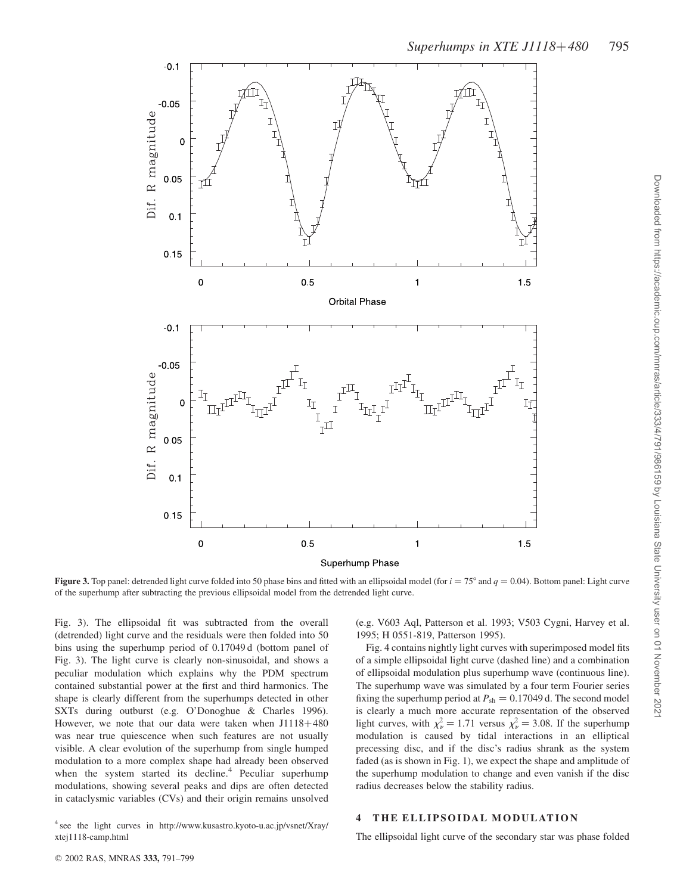**Figure 3.** Top panel: detrended light curve folded into 50 phase bins and fitted with an ellipsoidal model (for $i = 75°$ and $q = 0.04$). Bottom panel: Light curve of the superhump after subtracting the previous ellipsoidal model from the detrended light curve.

Fig. 3). The ellipsoidal fit was subtracted from the overall (detrended) light curve and the residuals were then folded into 50 bins using the superhump period of 0.17049 d (bottom panel of Fig. 3). The light curve is clearly non-sinusoidal, and shows a peculiar modulation which explains why the PDM spectrum contained substantial power at the first and third harmonics. The shape is clearly different from the superhumps detected in other SXTs during outburst (e.g. O'Donoghue & Charles 1996). However, we note that our data were taken when J1118+480 was near true quiescence when such features are not usually visible. A clear evolution of the superhump from single humped modulation to a more complex shape had already been observed when the system started its decline.[4] Peculiar superhump modulations, showing several peaks and dips are often detected in cataclysmic variables (CVs) and their origin remains unsolved (e.g. V603 Aql, Patterson et al. 1993; V503 Cygni, Harvey et al. 1995; H 0551-819, Patterson 1995).

Fig. 4 contains nightly light curves with superimposed model fits of a simple ellipsoidal light curve (dashed line) and a combination of ellipsoidal modulation plus superhump wave (continuous line). The superhump wave was simulated by a four term Fourier series fixing the superhump period at $P_{\rm sh} = 0.17049$ d. The second model is clearly a much more accurate representation of the observed light curves, with $\chi^2_\nu = 1.71$ versus $\chi^2_\nu = 3.08$. If the superhump modulation is caused by tidal interactions in an elliptical precessing disc, and if the disc's radius shrank as the system faded (as is shown in Fig. 1), we expect the shape and amplitude of the superhump modulation to change and even vanish if the disc radius decreases below the stability radius.

## 4 THE ELLIPSOIDAL MODULATION

The ellipsoidal light curve of the secondary star was phase folded

[4] see the light curves in http://www.kusastro.kyoto-u.ac.jp/vsnet/Xray/xtej1118-camp.html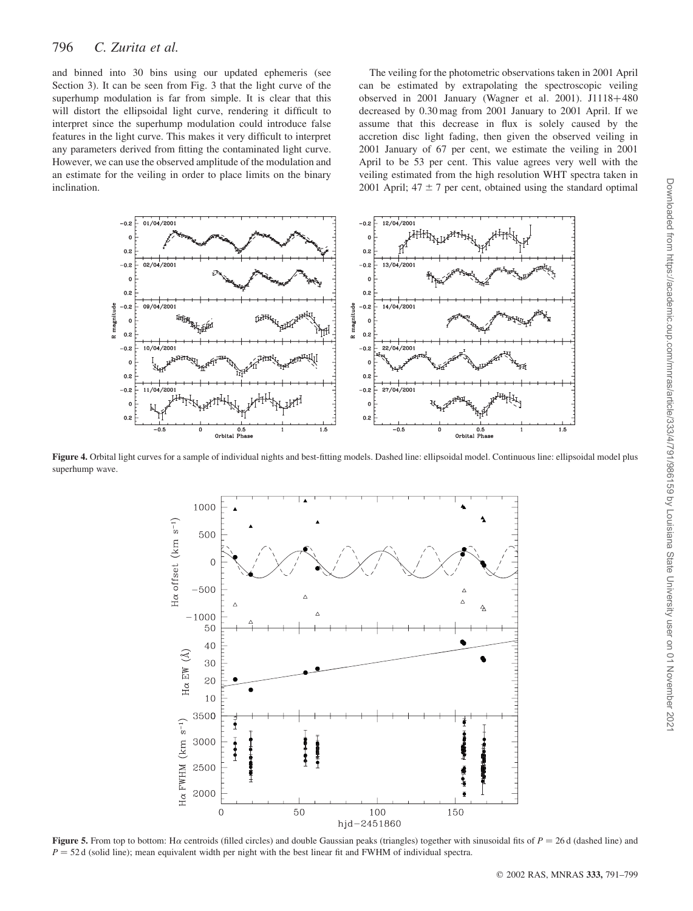and binned into 30 bins using our updated ephemeris (see Section 3). It can be seen from Fig. 3 that the light curve of the superhump modulation is far from simple. It is clear that this will distort the ellipsoidal light curve, rendering it difficult to interpret since the superhump modulation could introduce false features in the light curve. This makes it very difficult to interpret any parameters derived from fitting the contaminated light curve. However, we can use the observed amplitude of the modulation and an estimate for the veiling in order to place limits on the binary inclination.

The veiling for the photometric observations taken in 2001 April can be estimated by extrapolating the spectroscopic veiling observed in 2001 January (Wagner et al. 2001). J1118+480 decreased by 0.30 mag from 2001 January to 2001 April. If we assume that this decrease in flux is solely caused by the accretion disc light fading, then given the observed veiling in 2001 January of 67 per cent, we estimate the veiling in 2001 April to be 53 per cent. This value agrees very well with the veiling estimated from the high resolution WHT spectra taken in 2001 April; $47 \pm 7$ per cent, obtained using the standard optimal

**Figure 4.** Orbital light curves for a sample of individual nights and best-fitting models. Dashed line: ellipsoidal model. Continuous line: ellipsoidal model plus superhump wave.

**Figure 5.** From top to bottom: H$\alpha$ centroids (filled circles) and double Gaussian peaks (triangles) together with sinusoidal fits of $P = 26$ d (dashed line) and $P = 52$ d (solid line); mean equivalent width per night with the best linear fit and FWHM of individual spectra.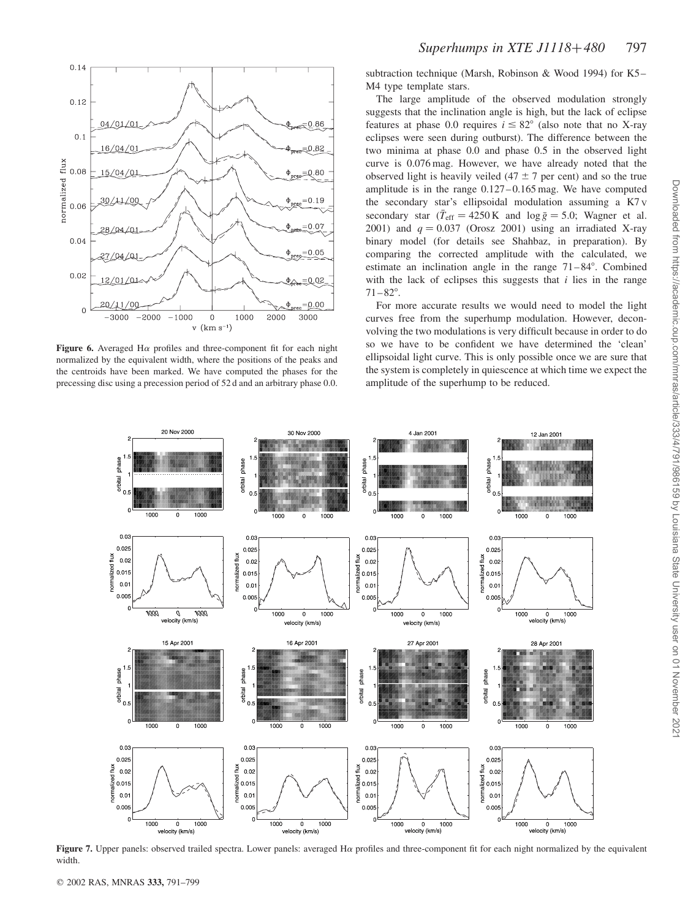**Figure 6.** Averaged Hα profiles and three-component fit for each night normalized by the equivalent width, where the positions of the peaks and the centroids have been marked. We have computed the phases for the precessing disc using a precession period of 52 d and an arbitrary phase 0.0.

subtraction technique (Marsh, Robinson & Wood 1994) for K5–M4 type template stars.

The large amplitude of the observed modulation strongly suggests that the inclination angle is high, but the lack of eclipse features at phase 0.0 requires $i \leq 82°$ (also note that no X-ray eclipses were seen during outburst). The difference between the two minima at phase 0.0 and phase 0.5 in the observed light curve is 0.076 mag. However, we have already noted that the observed light is heavily veiled ($47 \pm 7$ per cent) and so the true amplitude is in the range 0.127–0.165 mag. We have computed the secondary star's ellipsoidal modulation assuming a K7 v secondary star ($\bar{T}_{\rm eff} = 4250$ K and $\log \bar{g} = 5.0$; Wagner et al. 2001) and $q = 0.037$ (Orosz 2001) using an irradiated X-ray binary model (for details see Shahbaz, in preparation). By comparing the corrected amplitude with the calculated, we estimate an inclination angle in the range 71–84°. Combined with the lack of eclipses this suggests that $i$ lies in the range 71–82°.

For more accurate results we would need to model the light curves free from the superhump modulation. However, deconvolving the two modulations is very difficult because in order to do so we have to be confident we have determined the 'clean' ellipsoidal light curve. This is only possible once we are sure that the system is completely in quiescence at which time we expect the amplitude of the superhump to be reduced.

**Figure 7.** Upper panels: observed trailed spectra. Lower panels: averaged Hα profiles and three-component fit for each night normalized by the equivalent width.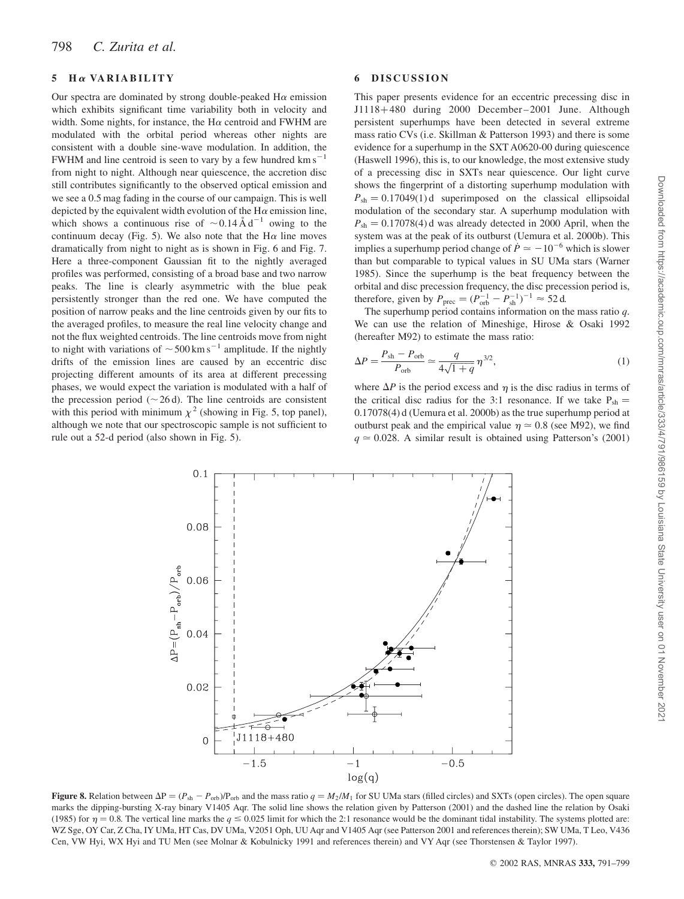## 5 Hα VARIABILITY

Our spectra are dominated by strong double-peaked Hα emission which exhibits significant time variability both in velocity and width. Some nights, for instance, the Hα centroid and FWHM are modulated with the orbital period whereas other nights are consistent with a double sine-wave modulation. In addition, the FWHM and line centroid is seen to vary by a few hundred $\mathrm{km\,s^{-1}}$ from night to night. Although near quiescence, the accretion disc still contributes significantly to the observed optical emission and we see a 0.5 mag fading in the course of our campaign. This is well depicted by the equivalent width evolution of the Hα emission line, which shows a continuous rise of $\sim 0.14\,\mathrm{\AA\,d^{-1}}$ owing to the continuum decay (Fig. 5). We also note that the Hα line moves dramatically from night to night as is shown in Fig. 6 and Fig. 7. Here a three-component Gaussian fit to the nightly averaged profiles was performed, consisting of a broad base and two narrow peaks. The line is clearly asymmetric with the blue peak persistently stronger than the red one. We have computed the position of narrow peaks and the line centroids given by our fits to the averaged profiles, to measure the real line velocity change and not the flux weighted centroids. The line centroids move from night to night with variations of $\sim 500\,\mathrm{km\,s^{-1}}$ amplitude. If the nightly drifts of the emission lines are caused by an eccentric disc projecting different amounts of its area at different precessing phases, we would expect the variation is modulated with a half of the precession period ($\sim 26$ d). The line centroids are consistent with this period with minimum $\chi^2$ (showing in Fig. 5, top panel), although we note that our spectroscopic sample is not sufficient to rule out a 52-d period (also shown in Fig. 5).

## 6 DISCUSSION

This paper presents evidence for an eccentric precessing disc in J1118+480 during 2000 December–2001 June. Although persistent superhumps have been detected in several extreme mass ratio CVs (i.e. Skillman & Patterson 1993) and there is some evidence for a superhump in the SXT A0620-00 during quiescence (Haswell 1996), this is, to our knowledge, the most extensive study of a precessing disc in SXTs near quiescence. Our light curve shows the fingerprint of a distorting superhump modulation with $P_{\mathrm{sh}} = 0.17049(1)$ d superimposed on the classical ellipsoidal modulation of the secondary star. A superhump modulation with $P_{\mathrm{sh}} = 0.17078(4)$ d was already detected in 2000 April, when the system was at the peak of its outburst (Uemura et al. 2000b). This implies a superhump period change of $\dot{P} \simeq -10^{-6}$ which is slower than but comparable to typical values in SU UMa stars (Warner 1985). Since the superhump is the beat frequency between the orbital and disc precession frequency, the disc precession period is, therefore, given by $P_{\mathrm{prec}} = (P_{\mathrm{orb}}^{-1} - P_{\mathrm{sh}}^{-1})^{-1} \approx 52$ d.

The superhump period contains information on the mass ratio $q$. We can use the relation of Mineshige, Hirose & Osaki 1992 (hereafter M92) to estimate the mass ratio:

$$\Delta P = \frac{P_{\mathrm{sh}} - P_{\mathrm{orb}}}{P_{\mathrm{orb}}} \simeq \frac{q}{4\sqrt{1+q}}\,\eta^{3/2}, \tag{1}$$

where $\Delta P$ is the period excess and $\eta$ is the disc radius in terms of the critical disc radius for the 3:1 resonance. If we take $P_{\mathrm{sh}} = 0.17078(4)$ d (Uemura et al. 2000b) as the true superhump period at outburst peak and the empirical value $\eta \simeq 0.8$ (see M92), we find $q \simeq 0.028$. A similar result is obtained using Patterson's (2001)

**Figure 8.** Relation between $\Delta P = (P_{\mathrm{sh}} - P_{\mathrm{orb}})/P_{\mathrm{orb}}$ and the mass ratio $q = M_2/M_1$ for SU UMa stars (filled circles) and SXTs (open circles). The open square marks the dipping-bursting X-ray binary V1405 Aqr. The solid line shows the relation given by Patterson (2001) and the dashed line the relation by Osaki (1985) for $\eta = 0.8$. The vertical line marks the $q \leq 0.025$ limit for which the 2:1 resonance would be the dominant tidal instability. The systems plotted are: WZ Sge, OY Car, Z Cha, IY UMa, HT Cas, DV UMa, V2051 Oph, UU Aqr and V1405 Aqr (see Patterson 2001 and references therein); SW UMa, T Leo, V436 Cen, VW Hyi, WX Hyi and TU Men (see Molnar & Kobulnicky 1991 and references therein) and VY Aqr (see Thorstensen & Taylor 1997).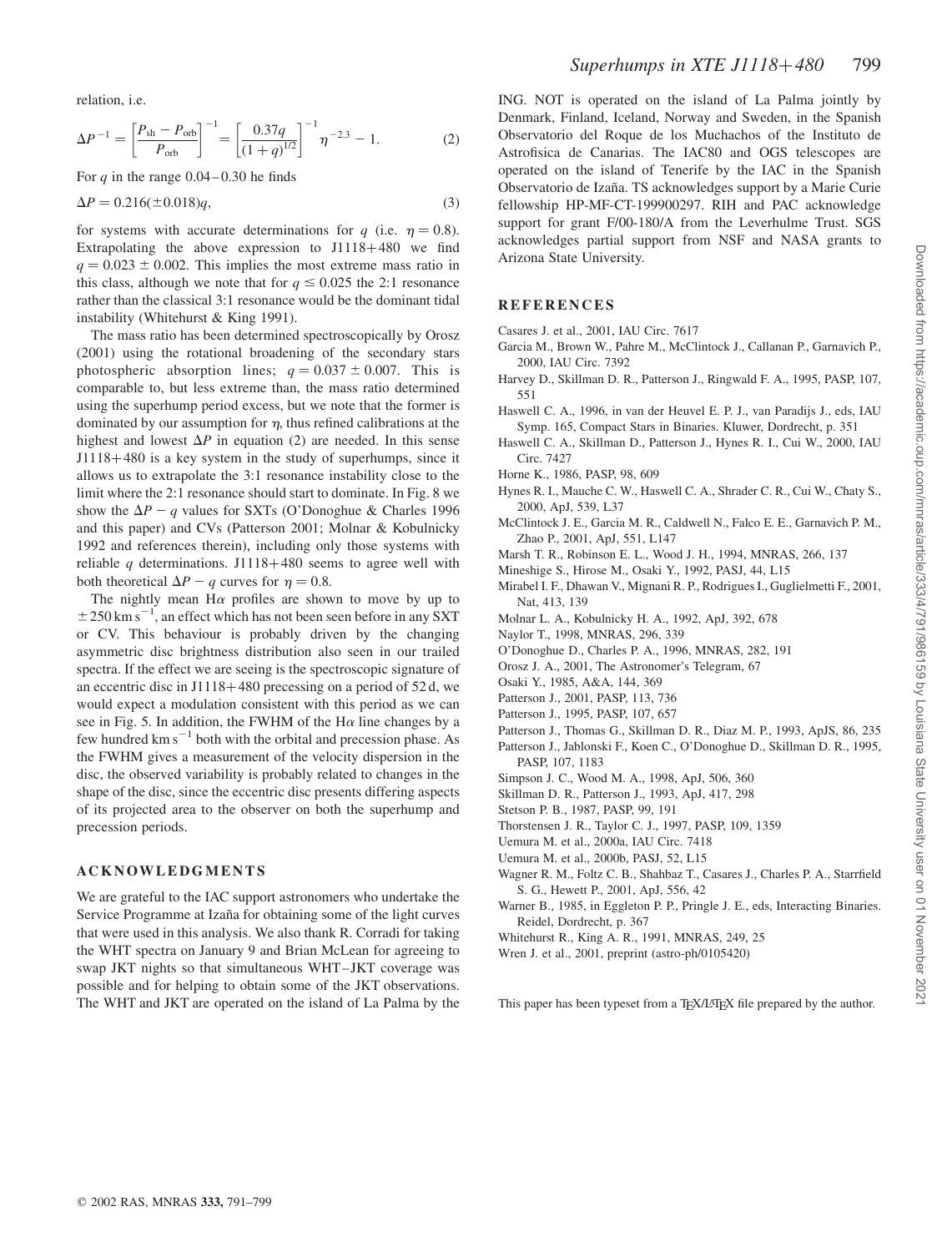relation, i.e.

$$\Delta P^{-1} = \left[\frac{P_{\rm sh} - P_{\rm orb}}{P_{\rm orb}}\right]^{-1} = \left[\frac{0.37q}{(1+q)^{1/2}}\right]^{-1} \eta^{-2.3} - 1. \tag{2}$$

For $q$ in the range 0.04–0.30 he finds

$$\Delta P = 0.216(\pm 0.018)q, \tag{3}$$

for systems with accurate determinations for $q$ (i.e. $\eta = 0.8$). Extrapolating the above expression to J1118+480 we find $q = 0.023 \pm 0.002$. This implies the most extreme mass ratio in this class, although we note that for $q \leq 0.025$ the 2:1 resonance rather than the classical 3:1 resonance would be the dominant tidal instability (Whitehurst & King 1991).

The mass ratio has been determined spectroscopically by Orosz (2001) using the rotational broadening of the secondary stars photospheric absorption lines; $q = 0.037 \pm 0.007$. This is comparable to, but less extreme than, the mass ratio determined using the superhump period excess, but we note that the former is dominated by our assumption for $\eta$, thus refined calibrations at the highest and lowest $\Delta P$ in equation (2) are needed. In this sense J1118+480 is a key system in the study of superhumps, since it allows us to extrapolate the 3:1 resonance instability close to the limit where the 2:1 resonance should start to dominate. In Fig. 8 we show the $\Delta P - q$ values for SXTs (O'Donoghue & Charles 1996 and this paper) and CVs (Patterson 2001; Molnar & Kobulnicky 1992 and references therein), including only those systems with reliable $q$ determinations. J1118+480 seems to agree well with both theoretical $\Delta P - q$ curves for $\eta = 0.8$.

The nightly mean H$\alpha$ profiles are shown to move by up to $\pm 250\,{\rm km\,s^{-1}}$, an effect which has not been seen before in any SXT or CV. This behaviour is probably driven by the changing asymmetric disc brightness distribution also seen in our trailed spectra. If the effect we are seeing is the spectroscopic signature of an eccentric disc in J1118+480 precessing on a period of 52 d, we would expect a modulation consistent with this period as we can see in Fig. 5. In addition, the FWHM of the H$\alpha$ line changes by a few hundred ${\rm km\,s^{-1}}$ both with the orbital and precession phase. As the FWHM gives a measurement of the velocity dispersion in the disc, the observed variability is probably related to changes in the shape of the disc, since the eccentric disc presents differing aspects of its projected area to the observer on both the superhump and precession periods.

## ACKNOWLEDGMENTS

We are grateful to the IAC support astronomers who undertake the Service Programme at Izaña for obtaining some of the light curves that were used in this analysis. We also thank R. Corradi for taking the WHT spectra on January 9 and Brian McLean for agreeing to swap JKT nights so that simultaneous WHT–JKT coverage was possible and for helping to obtain some of the JKT observations. The WHT and JKT are operated on the island of La Palma by the ING. NOT is operated on the island of La Palma jointly by Denmark, Finland, Iceland, Norway and Sweden, in the Spanish Observatorio del Roque de los Muchachos of the Instituto de Astrofisica de Canarias. The IAC80 and OGS telescopes are operated on the island of Tenerife by the IAC in the Spanish Observatorio de Izaña. TS acknowledges support by a Marie Curie fellowship HP-MF-CT-199900297. RIH and PAC acknowledge support for grant F/00-180/A from the Leverhulme Trust. SGS acknowledges partial support from NSF and NASA grants to Arizona State University.

## REFERENCES

Casares J. et al., 2001, IAU Circ. 7617

Garcia M., Brown W., Pahre M., McClintock J., Callanan P., Garnavich P., 2000, IAU Circ. 7392

Harvey D., Skillman D. R., Patterson J., Ringwald F. A., 1995, PASP, 107, 551

Haswell C. A., 1996, in van der Heuvel E. P. J., van Paradijs J., eds, IAU Symp. 165, Compact Stars in Binaries. Kluwer, Dordrecht, p. 351

Haswell C. A., Skillman D., Patterson J., Hynes R. I., Cui W., 2000, IAU Circ. 7427

Horne K., 1986, PASP, 98, 609

Hynes R. I., Mauche C. W., Haswell C. A., Shrader C. R., Cui W., Chaty S., 2000, ApJ, 539, L37

McClintock J. E., Garcia M. R., Caldwell N., Falco E. E., Garnavich P. M., Zhao P., 2001, ApJ, 551, L147

Marsh T. R., Robinson E. L., Wood J. H., 1994, MNRAS, 266, 137

Mineshige S., Hirose M., Osaki Y., 1992, PASJ, 44, L15

Mirabel I. F., Dhawan V., Mignani R. P., Rodrigues I., Guglielmetti F., 2001, Nat, 413, 139

Molnar L. A., Kobulnicky H. A., 1992, ApJ, 392, 678

Naylor T., 1998, MNRAS, 296, 339

O'Donoghue D., Charles P. A., 1996, MNRAS, 282, 191

Orosz J. A., 2001, The Astronomer's Telegram, 67

Osaki Y., 1985, A&A, 144, 369

Patterson J., 2001, PASP, 113, 736

Patterson J., 1995, PASP, 107, 657

Patterson J., Thomas G., Skillman D. R., Diaz M. P., 1993, ApJS, 86, 235

Patterson J., Jablonski F., Koen C., O'Donoghue D., Skillman D. R., 1995, PASP, 107, 1183

Simpson J. C., Wood M. A., 1998, ApJ, 506, 360

Skillman D. R., Patterson J., 1993, ApJ, 417, 298

Stetson P. B., 1987, PASP, 99, 191

Thorstensen J. R., Taylor C. J., 1997, PASP, 109, 1359

Uemura M. et al., 2000a, IAU Circ. 7418

Uemura M. et al., 2000b, PASJ, 52, L15

Wagner R. M., Foltz C. B., Shahbaz T., Casares J., Charles P. A., Starrfield S. G., Hewett P., 2001, ApJ, 556, 42

Warner B., 1985, in Eggleton P. P., Pringle J. E., eds, Interacting Binaries. Reidel, Dordrecht, p. 367

Whitehurst R., King A. R., 1991, MNRAS, 249, 25

Wren J. et al., 2001, preprint (astro-ph/0105420)

This paper has been typeset from a TEX/LATEX file prepared by the author.